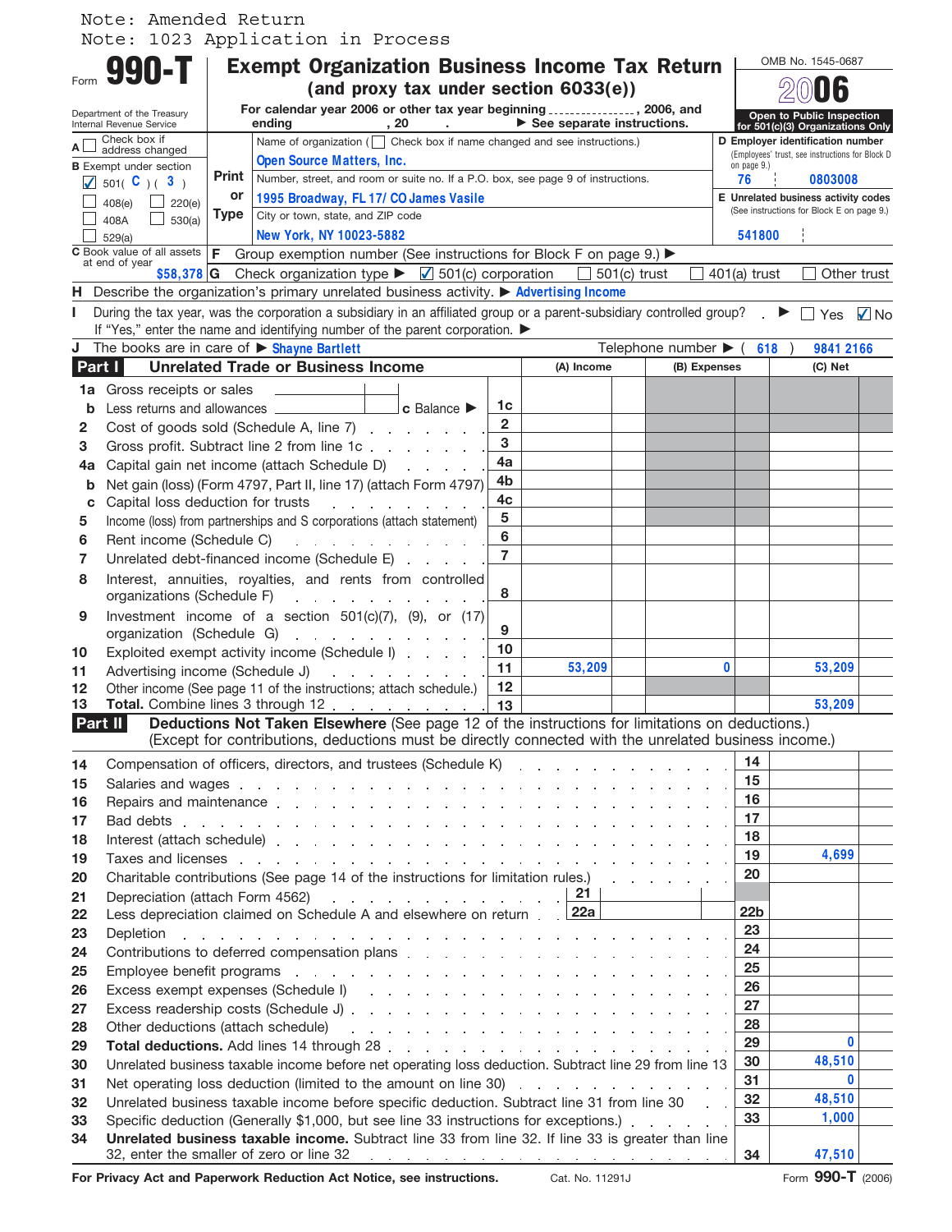Note: Amended Return
Note: 1023 Application in Process

# Form 990-T Exempt Organization Business Income Tax Return

**(and proxy tax under section 6033(e))**

For calendar year 2006 or other tax year beginning ................, 2006, and ending , 20 . ► See separate instructions.

Department of the Treasury Internal Revenue Service

OMB No. 1545-0687

2006

Open to Public Inspection for 501(c)(3) Organizations Only

A ☐ Check box if address changed

B Exempt under section
☑ 501( C )( 3 )
☐ 408(e) ☐ 220(e)
☐ 408A ☐ 530(a)
☐ 529(a)

Print or Type

Name of organization (☐ Check box if name changed and see instructions.)
Open Source Matters, Inc.

Number, street, and room or suite no. If a P.O. box, see page 9 of instructions.
1995 Broadway, FL 17/ CO James Vasile

City or town, state, and ZIP code
New York, NY 10023-5882

D Employer identification number (Employees' trust, see instructions for Block D on page 9.)
76 0803008

E Unrelated business activity codes (See instructions for Block E on page 9.)
541800

C Book value of all assets at end of year $58,378

F Group exemption number (See instructions for Block F on page 9.) ►

G Check organization type ► ☑ 501(c) corporation ☐ 501(c) trust ☐ 401(a) trust ☐ Other trust

H Describe the organization's primary unrelated business activity. ► Advertising Income

I During the tax year, was the corporation a subsidiary in an affiliated group or a parent-subsidiary controlled group? ► ☐ Yes ☑ No
If "Yes," enter the name and identifying number of the parent corporation. ►

J The books are in care of ► Shayne Bartlett Telephone number ► ( 618 ) 9841 2166

## Part I Unrelated Trade or Business Income

| | | | (A) Income | (B) Expenses | (C) Net |
|---|---|---|---|---|---|
| 1a | Gross receipts or sales | | | | |
| b | Less returns and allowances — c Balance ► | 1c | | | |
| 2 | Cost of goods sold (Schedule A, line 7) | 2 | | | |
| 3 | Gross profit. Subtract line 2 from line 1c | 3 | | | |
| 4a | Capital gain net income (attach Schedule D) | 4a | | | |
| b | Net gain (loss) (Form 4797, Part II, line 17) (attach Form 4797) | 4b | | | |
| c | Capital loss deduction for trusts | 4c | | | |
| 5 | Income (loss) from partnerships and S corporations (attach statement) | 5 | | | |
| 6 | Rent income (Schedule C) | 6 | | | |
| 7 | Unrelated debt-financed income (Schedule E) | 7 | | | |
| 8 | Interest, annuities, royalties, and rents from controlled organizations (Schedule F) | 8 | | | |
| 9 | Investment income of a section 501(c)(7), (9), or (17) organization (Schedule G) | 9 | | | |
| 10 | Exploited exempt activity income (Schedule I) | 10 | | | |
| 11 | Advertising income (Schedule J) | 11 | 53,209 | 0 | 53,209 |
| 12 | Other income (See page 11 of the instructions; attach schedule.) | 12 | | | |
| 13 | **Total.** Combine lines 3 through 12 | 13 | | | 53,209 |

## Part II Deductions Not Taken Elsewhere

(See page 12 of the instructions for limitations on deductions.) (Except for contributions, deductions must be directly connected with the unrelated business income.)

| | | | |
|---|---|---|---|
| 14 | Compensation of officers, directors, and trustees (Schedule K) | 14 | |
| 15 | Salaries and wages | 15 | |
| 16 | Repairs and maintenance | 16 | |
| 17 | Bad debts | 17 | |
| 18 | Interest (attach schedule) | 18 | |
| 19 | Taxes and licenses | 19 | 4,699 |
| 20 | Charitable contributions (See page 14 of the instructions for limitation rules.) | 20 | |
| 21 | Depreciation (attach Form 4562) — 21 | | |
| 22 | Less depreciation claimed on Schedule A and elsewhere on return — 22a | 22b | |
| 23 | Depletion | 23 | |
| 24 | Contributions to deferred compensation plans | 24 | |
| 25 | Employee benefit programs | 25 | |
| 26 | Excess exempt expenses (Schedule I) | 26 | |
| 27 | Excess readership costs (Schedule J) | 27 | |
| 28 | Other deductions (attach schedule) | 28 | |
| 29 | **Total deductions.** Add lines 14 through 28 | 29 | 0 |
| 30 | Unrelated business taxable income before net operating loss deduction. Subtract line 29 from line 13 | 30 | 48,510 |
| 31 | Net operating loss deduction (limited to the amount on line 30) | 31 | 0 |
| 32 | Unrelated business taxable income before specific deduction. Subtract line 31 from line 30 | 32 | 48,510 |
| 33 | Specific deduction (Generally $1,000, but see line 33 instructions for exceptions.) | 33 | 1,000 |
| 34 | **Unrelated business taxable income.** Subtract line 33 from line 32. If line 33 is greater than line 32, enter the smaller of zero or line 32 | 34 | 47,510 |

For Privacy Act and Paperwork Reduction Act Notice, see instructions. Cat. No. 11291J Form 990-T (2006)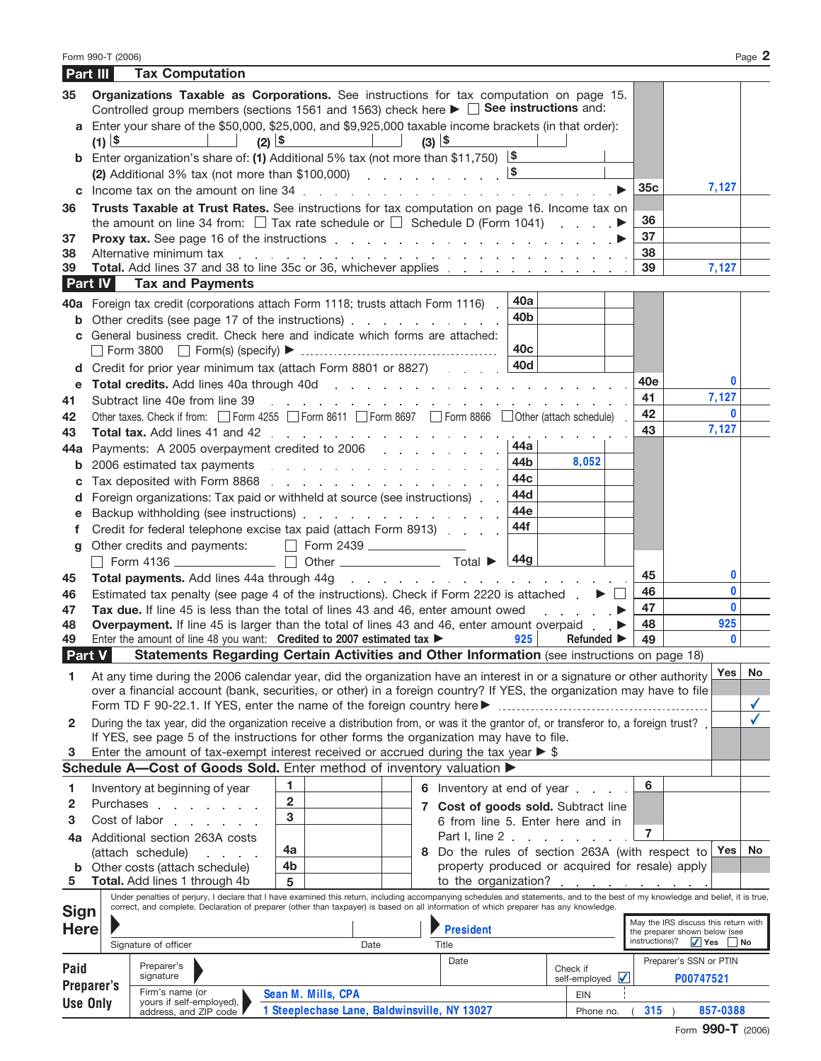## Part III Tax Computation

| Line | Description | | Line | Amount |
|---|---|---|---|---|
| 35 | **Organizations Taxable as Corporations.** See instructions for tax computation on page 15. Controlled group members (sections 1561 and 1563) check here ▶ ☐ **See instructions** and: | | | |
| a | Enter your share of the $50,000, $25,000, and $9,925,000 taxable income brackets (in that order): (1) $ (2) $ (3) $ | | | |
| b | Enter organization's share of: **(1)** Additional 5% tax (not more than $11,750) | $ | | |
| | (2) Additional 3% tax (not more than $100,000) | $ | | |
| c | Income tax on the amount on line 34 ▶ | | 35c | 7,127 |
| 36 | **Trusts Taxable at Trust Rates.** See instructions for tax computation on page 16. Income tax on the amount on line 34 from: ☐ Tax rate schedule or ☐ Schedule D (Form 1041) ▶ | | 36 | |
| 37 | **Proxy tax.** See page 16 of the instructions ▶ | | 37 | |
| 38 | Alternative minimum tax | | 38 | |
| 39 | **Total.** Add lines 37 and 38 to line 35c or 36, whichever applies | | 39 | 7,127 |

## Part IV Tax and Payments

| Line | Description | Sub-line | Sub-amount | Line | Amount |
|---|---|---|---|---|---|
| 40a | Foreign tax credit (corporations attach Form 1118; trusts attach Form 1116) | 40a | | | |
| b | Other credits (see page 17 of the instructions) | 40b | | | |
| c | General business credit. Check here and indicate which forms are attached: ☐ Form 3800 ☐ Form(s) (specify) ▶ | 40c | | | |
| d | Credit for prior year minimum tax (attach Form 8801 or 8827) | 40d | | | |
| e | **Total credits.** Add lines 40a through 40d | | | 40e | 0 |
| 41 | Subtract line 40e from line 39 | | | 41 | 7,127 |
| 42 | Other taxes. Check if from: ☐ Form 4255 ☐ Form 8611 ☐ Form 8697 ☐ Form 8866 ☐ Other (attach schedule) | | | 42 | 0 |
| 43 | **Total tax.** Add lines 41 and 42 | | | 43 | 7,127 |
| 44a | Payments: A 2005 overpayment credited to 2006 | 44a | | | |
| b | 2006 estimated tax payments | 44b | 8,052 | | |
| c | Tax deposited with Form 8868 | 44c | | | |
| d | Foreign organizations: Tax paid or withheld at source (see instructions) | 44d | | | |
| e | Backup withholding (see instructions) | 44e | | | |
| f | Credit for federal telephone excise tax paid (attach Form 8913) | 44f | | | |
| g | Other credits and payments: ☐ Form 2439 ☐ Form 4136 ☐ Other Total ▶ | 44g | | | |
| 45 | **Total payments.** Add lines 44a through 44g | | | 45 | 0 |
| 46 | Estimated tax penalty (see page 4 of the instructions). Check if Form 2220 is attached ▶ ☐ | | | 46 | 0 |
| 47 | **Tax due.** If line 45 is less than the total of lines 43 and 46, enter amount owed ▶ | | | 47 | 0 |
| 48 | **Overpayment.** If line 45 is larger than the total of lines 43 and 46, enter amount overpaid ▶ | | | 48 | 925 |
| 49 | Enter the amount of line 48 you want: **Credited to 2007 estimated tax** ▶ 925 **Refunded** ▶ | | | 49 | 0 |

## Part V Statements Regarding Certain Activities and Other Information (see instructions on page 18)

| | | Yes | No |
|---|---|---|---|
| 1 | At any time during the 2006 calendar year, did the organization have an interest in or a signature or other authority over a financial account (bank, securities, or other) in a foreign country? If YES, the organization may have to file Form TD F 90-22.1. If YES, enter the name of the foreign country here ▶ | | ✓ |
| 2 | During the tax year, did the organization receive a distribution from, or was it the grantor of, or transferor to, a foreign trust? If YES, see page 5 of the instructions for other forms the organization may have to file. | | ✓ |
| 3 | Enter the amount of tax-exempt interest received or accrued during the tax year ▶ $ | | |

## Schedule A—Cost of Goods Sold. Enter method of inventory valuation ▶

| Line | Description | | Amount | Line | Description | | Amount |
|---|---|---|---|---|---|---|---|
| 1 | Inventory at beginning of year | 1 | | 6 | Inventory at end of year | 6 | |
| 2 | Purchases | 2 | | 7 | **Cost of goods sold.** Subtract line 6 from line 5. Enter here and in Part I, line 2 | 7 | |
| 3 | Cost of labor | 3 | | | | | |
| 4a | Additional section 263A costs (attach schedule) | 4a | | 8 | Do the rules of section 263A (with respect to property produced or acquired for resale) apply to the organization? | Yes | No |
| b | Other costs (attach schedule) | 4b | | | | | |
| 5 | **Total.** Add lines 1 through 4b | 5 | | | | | |

**Sign Here**

Under penalties of perjury, I declare that I have examined this return, including accompanying schedules and statements, and to the best of my knowledge and belief, it is true, correct, and complete. Declaration of preparer (other than taxpayer) is based on all information of which preparer has any knowledge.

Signature of officer | Date | Title: President

May the IRS discuss this return with the preparer shown below (see instructions)? ☑ Yes ☐ No

**Paid Preparer's Use Only**

| | | |
|---|---|---|
| Preparer's signature | Date | Check if self-employed ☑ | Preparer's SSN or PTIN: P00747521 |
| Firm's name (or yours if self-employed), address, and ZIP code | Sean M. Mills, CPA, 1 Steeplechase Lane, Baldwinsville, NY 13027 | EIN | Phone no. (315) 857-0388 |

Form 990-T (2006)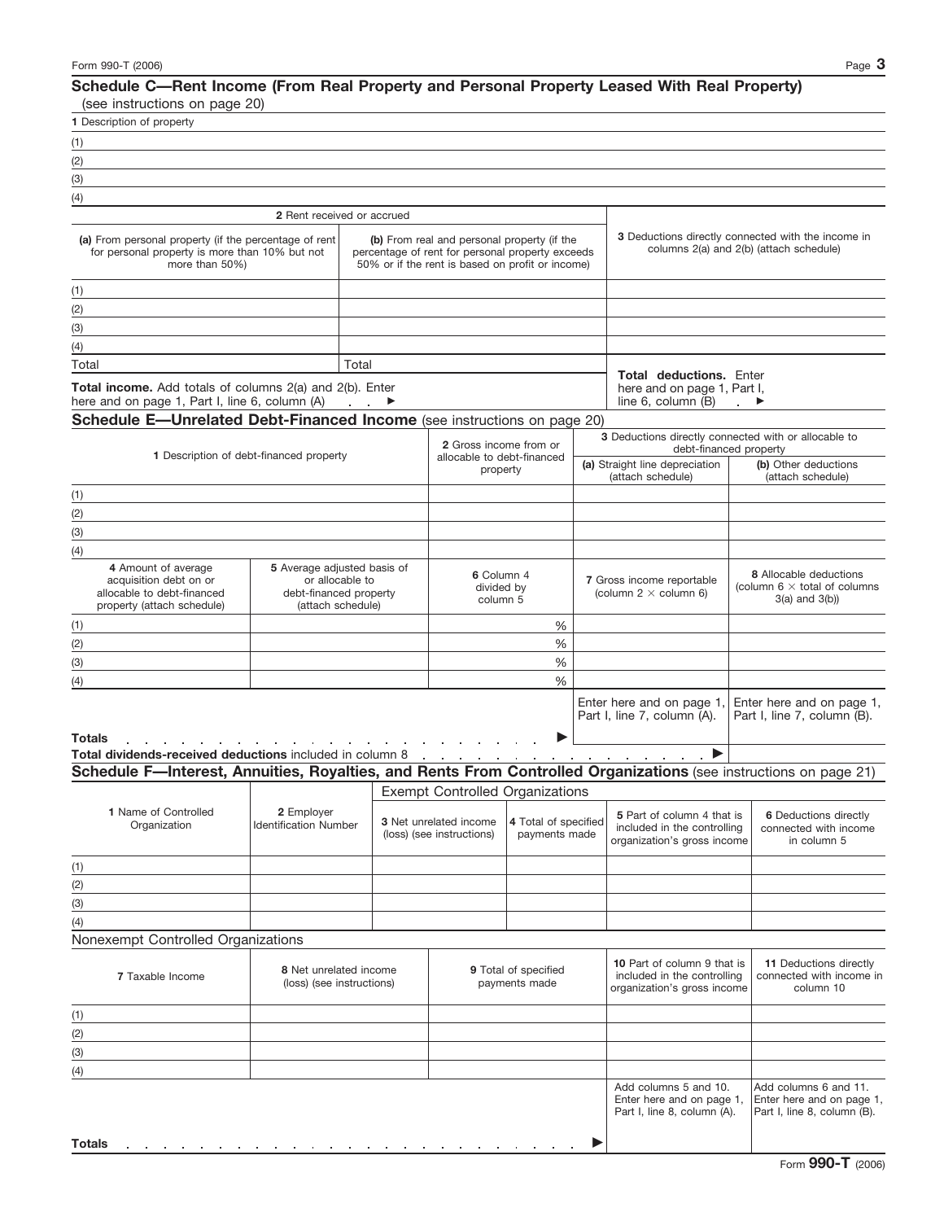## Schedule C—Rent Income (From Real Property and Personal Property Leased With Real Property)

(see instructions on page 20)

**1** Description of property

(1)

(2)

(3)

(4)

| 2 Rent received or accrued | | 3 Deductions directly connected with the income in columns 2(a) and 2(b) (attach schedule) |
|---|---|---|
| **(a)** From personal property (if the percentage of rent for personal property is more than 10% but not more than 50%) | **(b)** From real and personal property (if the percentage of rent for personal property exceeds 50% or if the rent is based on profit or income) | |
| (1) | | |
| (2) | | |
| (3) | | |
| (4) | | |
| Total | Total | |

**Total income.** Add totals of columns 2(a) and 2(b). Enter here and on page 1, Part I, line 6, column (A) . . . ▶

**Total deductions.** Enter here and on page 1, Part I, line 6, column (B) . ▶

## Schedule E—Unrelated Debt-Financed Income (see instructions on page 20)

| 1 Description of debt-financed property | 2 Gross income from or allocable to debt-financed property | 3 Deductions directly connected with or allocable to debt-financed property | |
|---|---|---|---|
| | | **(a)** Straight line depreciation (attach schedule) | **(b)** Other deductions (attach schedule) |
| (1) | | | |
| (2) | | | |
| (3) | | | |
| (4) | | | |

| 4 Amount of average acquisition debt on or allocable to debt-financed property (attach schedule) | 5 Average adjusted basis of or allocable to debt-financed property (attach schedule) | 6 Column 4 divided by column 5 | 7 Gross income reportable (column 2 × column 6) | 8 Allocable deductions (column 6 × total of columns 3(a) and 3(b)) |
|---|---|---|---|---|
| (1) | | % | | |
| (2) | | % | | |
| (3) | | % | | |
| (4) | | % | | |
| | | | Enter here and on page 1, Part I, line 7, column (A). | Enter here and on page 1, Part I, line 7, column (B). |
| **Totals** . . . . . ▶ | | | | |

**Total dividends-received deductions** included in column 8 . . . . . ▶

## Schedule F—Interest, Annuities, Royalties, and Rents From Controlled Organizations (see instructions on page 21)

| | | Exempt Controlled Organizations | | | |
|---|---|---|---|---|---|
| 1 Name of Controlled Organization | 2 Employer Identification Number | 3 Net unrelated income (loss) (see instructions) | 4 Total of specified payments made | 5 Part of column 4 that is included in the controlling organization's gross income | 6 Deductions directly connected with income in column 5 |
| (1) | | | | | |
| (2) | | | | | |
| (3) | | | | | |
| (4) | | | | | |

Nonexempt Controlled Organizations

| 7 Taxable Income | 8 Net unrelated income (loss) (see instructions) | 9 Total of specified payments made | 10 Part of column 9 that is included in the controlling organization's gross income | 11 Deductions directly connected with income in column 10 |
|---|---|---|---|---|
| (1) | | | | |
| (2) | | | | |
| (3) | | | | |
| (4) | | | | |
| | | | Add columns 5 and 10. Enter here and on page 1, Part I, line 8, column (A). | Add columns 6 and 11. Enter here and on page 1, Part I, line 8, column (B). |
| **Totals** . . . . . ▶ | | | | |

Form **990-T** (2006)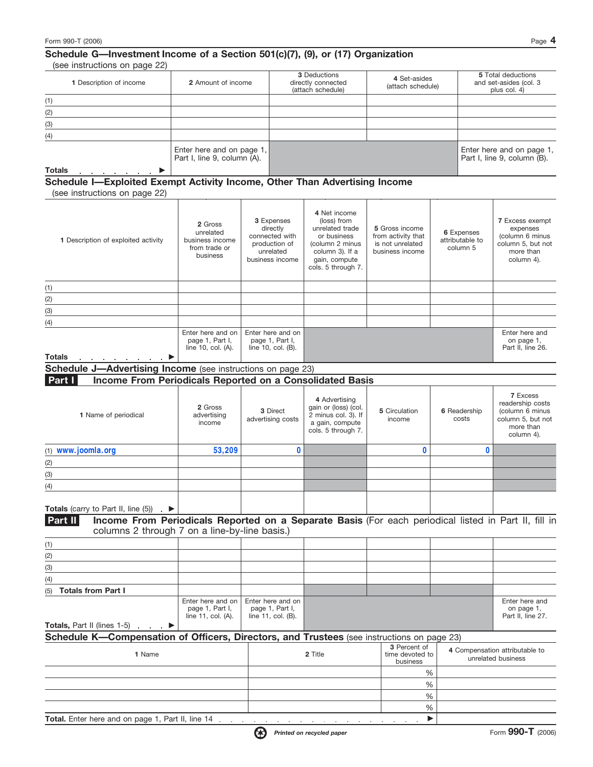## Schedule G—Investment Income of a Section 501(c)(7), (9), or (17) Organization

(see instructions on page 22)

| 1 Description of income | 2 Amount of income | 3 Deductions directly connected (attach schedule) | 4 Set-asides (attach schedule) | 5 Total deductions and set-asides (col. 3 plus col. 4) |
|---|---|---|---|---|
| (1) | | | | |
| (2) | | | | |
| (3) | | | | |
| (4) | | | | |
| Totals ▶ | Enter here and on page 1, Part I, line 9, column (A). | | | Enter here and on page 1, Part I, line 9, column (B). |

## Schedule I—Exploited Exempt Activity Income, Other Than Advertising Income

(see instructions on page 22)

| 1 Description of exploited activity | 2 Gross unrelated business income from trade or business | 3 Expenses directly connected with production of unrelated business income | 4 Net income (loss) from unrelated trade or business (column 2 minus column 3). If a gain, compute cols. 5 through 7. | 5 Gross income from activity that is not unrelated business income | 6 Expenses attributable to column 5 | 7 Excess exempt expenses (column 6 minus column 5, but not more than column 4). |
|---|---|---|---|---|---|---|
| (1) | | | | | | |
| (2) | | | | | | |
| (3) | | | | | | |
| (4) | | | | | | |
| Totals ▶ | Enter here and on page 1, Part I, line 10, col. (A). | Enter here and on page 1, Part I, line 10, col. (B). | | | | Enter here and on page 1, Part II, line 26. |

## Schedule J—Advertising Income (see instructions on page 23)

### Part I Income From Periodicals Reported on a Consolidated Basis

| 1 Name of periodical | 2 Gross advertising income | 3 Direct advertising costs | 4 Advertising gain or (loss) (col. 2 minus col. 3). If a gain, compute cols. 5 through 7. | 5 Circulation income | 6 Readership costs | 7 Excess readership costs (column 6 minus column 5, but not more than column 4). |
|---|---|---|---|---|---|---|
| (1) www.joomla.org | 53,209 | 0 | | 0 | 0 | |
| (2) | | | | | | |
| (3) | | | | | | |
| (4) | | | | | | |
| Totals (carry to Part II, line (5)) ▶ | | | | | | |

### Part II Income From Periodicals Reported on a Separate Basis (For each periodical listed in Part II, fill in columns 2 through 7 on a line-by-line basis.)

| | | | | | | |
|---|---|---|---|---|---|---|
| (1) | | | | | | |
| (2) | | | | | | |
| (3) | | | | | | |
| (4) | | | | | | |
| (5) Totals from Part I | | | | | | |
| Totals, Part II (lines 1-5) ▶ | Enter here and on page 1, Part I, line 11, col. (A). | Enter here and on page 1, Part I, line 11, col. (B). | | | | Enter here and on page 1, Part II, line 27. |

## Schedule K—Compensation of Officers, Directors, and Trustees (see instructions on page 23)

| 1 Name | 2 Title | 3 Percent of time devoted to business | 4 Compensation attributable to unrelated business |
|---|---|---|---|
| | | % | |
| | | % | |
| | | % | |
| | | % | |
| Total. Enter here and on page 1, Part II, line 14 ▶ | | | |

*Printed on recycled paper*

Form 990-T (2006)